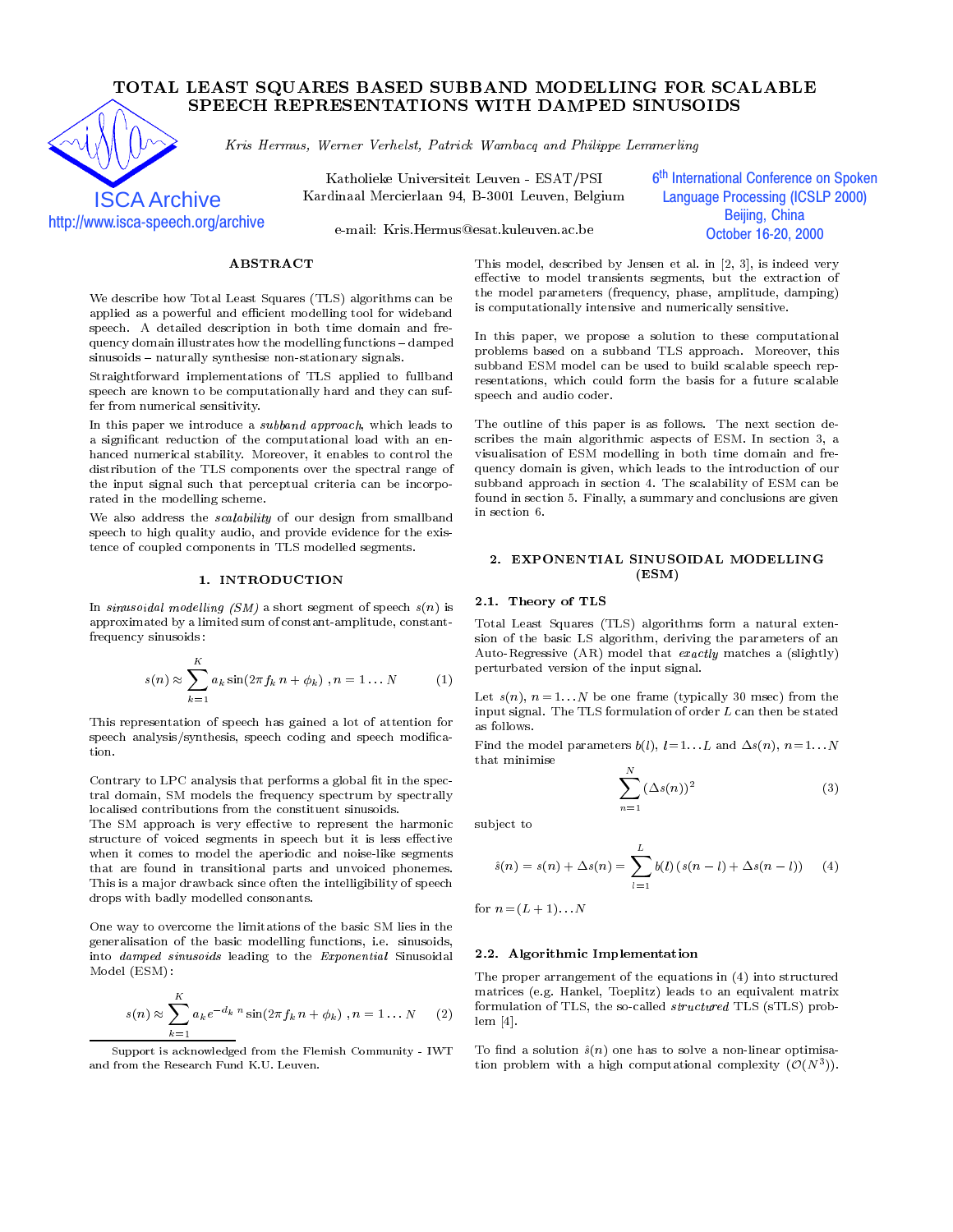# TOTAL LEAST SQUARES BASED SUBBAND MODELLING FOR SCALABLE SPEECH REPRESENTATIONS WITH DAMPED SINUSOIDS

*Kris Hermus, Werner Verhelst, Patrick Wambacq and Philippe Lemmerling*

Katholieke Universiteit Leuven - ESAT/PSI
Kardinaal Mercierlaan 94, B-3001 Leuven, Belgium

e-mail: Kris.Hermus@esat.kuleuven.ac.be

## ABSTRACT

We describe how Total Least Squares (TLS) algorithms can be applied as a powerful and efficient modelling tool for wideband speech. A detailed description in both time domain and frequency domain illustrates how the modelling functions – damped sinusoids – naturally synthesise non-stationary signals.

Straightforward implementations of TLS applied to fullband speech are known to be computationally hard and they can suffer from numerical sensitivity.

In this paper we introduce a *subband approach*, which leads to a significant reduction of the computational load with an enhanced numerical stability. Moreover, it enables to control the distribution of the TLS components over the spectral range of the input signal such that perceptual criteria can be incorporated in the modelling scheme.

We also address the *scalability* of our design from smallband speech to high quality audio, and provide evidence for the existence of coupled components in TLS modelled segments.

## 1. INTRODUCTION

In *sinusoidal modelling (SM)* a short segment of speech $s(n)$ is approximated by a limited sum of constant-amplitude, constant-frequency sinusoids:

$$s(n) \approx \sum_{k=1}^{K} a_k \sin(2\pi f_k\, n + \phi_k)\ , n = 1 \ldots N \tag{1}$$

This representation of speech has gained a lot of attention for speech analysis/synthesis, speech coding and speech modification.

Contrary to LPC analysis that performs a global fit in the spectral domain, SM models the frequency spectrum by spectrally localised contributions from the constituent sinusoids.
The SM approach is very effective to represent the harmonic structure of voiced segments in speech but it is less effective when it comes to model the aperiodic and noise-like segments that are found in transitional parts and unvoiced phonemes. This is a major drawback since often the intelligibility of speech drops with badly modelled consonants.

One way to overcome the limitations of the basic SM lies in the generalisation of the basic modelling functions, i.e. sinusoids, into *damped sinusoids* leading to the *Exponential* Sinusoidal Model (ESM):

$$s(n) \approx \sum_{k=1}^{K} a_k e^{-d_k\, n} \sin(2\pi f_k\, n + \phi_k)\ , n = 1 \ldots N \tag{2}$$

Support is acknowledged from the Flemish Community - IWT and from the Research Fund K.U. Leuven.

This model, described by Jensen et al. in [2, 3], is indeed very effective to model transients segments, but the extraction of the model parameters (frequency, phase, amplitude, damping) is computationally intensive and numerically sensitive.

In this paper, we propose a solution to these computational problems based on a subband TLS approach. Moreover, this subband ESM model can be used to build scalable speech representations, which could form the basis for a future scalable speech and audio coder.

The outline of this paper is as follows. The next section describes the main algorithmic aspects of ESM. In section 3, a visualisation of ESM modelling in both time domain and frequency domain is given, which leads to the introduction of our subband approach in section 4. The scalability of ESM can be found in section 5. Finally, a summary and conclusions are given in section 6.

## 2. EXPONENTIAL SINUSOIDAL MODELLING (ESM)

### 2.1. Theory of TLS

Total Least Squares (TLS) algorithms form a natural extension of the basic LS algorithm, deriving the parameters of an Auto-Regressive (AR) model that *exactly* matches a (slightly) perturbated version of the input signal.

Let $s(n)$, $n=1\ldots N$ be one frame (typically 30 msec) from the input signal. The TLS formulation of order $L$ can then be stated as follows.

Find the model parameters $b(l)$, $l=1\ldots L$ and $\Delta s(n)$, $n=1\ldots N$ that minimise

$$\sum_{n=1}^{N} (\Delta s(n))^2 \tag{3}$$

subject to

$$\hat{s}(n) = s(n) + \Delta s(n) = \sum_{l=1}^{L} b(l)\,(s(n-l) + \Delta s(n-l)) \tag{4}$$

for $n=(L+1)\ldots N$

### 2.2. Algorithmic Implementation

The proper arrangement of the equations in (4) into structured matrices (e.g. Hankel, Toeplitz) leads to an equivalent matrix formulation of TLS, the so-called *structured* TLS (sTLS) problem [4].

To find a solution $\hat{s}(n)$ one has to solve a non-linear optimisation problem with a high computational complexity ($\mathcal{O}(N^3)$).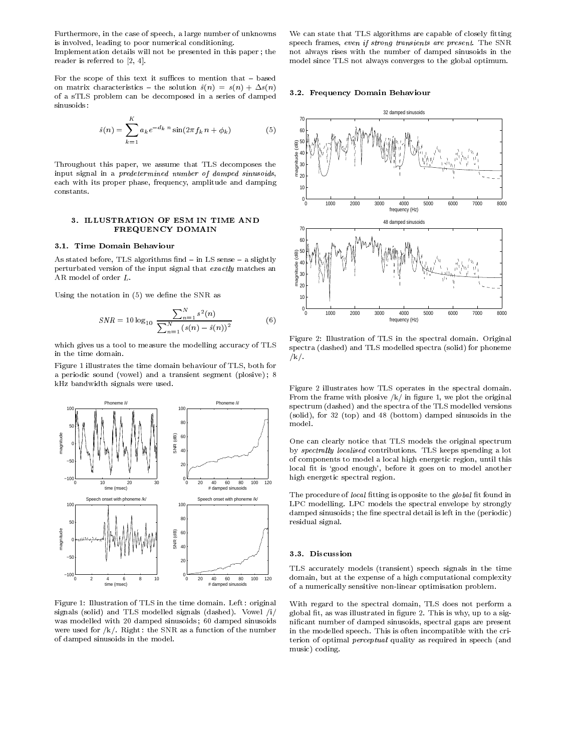Furthermore, in the case of speech, a large number of unknowns is involved, leading to poor numerical conditioning.
Implementation details will not be presented in this paper ; the reader is referred to [2, 4].

For the scope of this text it suffices to mention that – based on matrix characteristics – the solution $\hat{s}(n) = s(n) + \Delta s(n)$ of a sTLS problem can be decomposed in a series of damped sinusoids :

$$\hat{s}(n) = \sum_{k=1}^{K} a_k e^{-d_k\, n} \sin(2\pi f_k\, n + \phi_k) \tag{5}$$

Throughout this paper, we assume that TLS decomposes the input signal in a *predetermined number of damped sinusoids*, each with its proper phase, frequency, amplitude and damping constants.

## 3. ILLUSTRATION OF ESM IN TIME AND FREQUENCY DOMAIN

### 3.1. Time Domain Behaviour

As stated before, TLS algorithms find – in LS sense – a slightly perturbated version of the input signal that *exactly* matches an AR model of order $L$.

Using the notation in (5) we define the SNR as

$$SNR = 10 \log_{10} \frac{\sum_{n=1}^{N} s^2(n)}{\sum_{n=1}^{N} (s(n) - \hat{s}(n))^2} \tag{6}$$

which gives us a tool to measure the modelling accuracy of TLS in the time domain.

Figure 1 illustrates the time domain behaviour of TLS, both for a periodic sound (vowel) and a transient segment (plosive) ; 8 kHz bandwidth signals were used.

Figure 1: Illustration of TLS in the time domain. Left : original signals (solid) and TLS modelled signals (dashed). Vowel /i/ was modelled with 20 damped sinusoids ; 60 damped sinusoids were used for /k/. Right : the SNR as a function of the number of damped sinusoids in the model.

We can state that TLS algorithms are capable of closely fitting speech frames, *even if strong transients are present*. The SNR not always rises with the number of damped sinusoids in the model since TLS not always converges to the global optimum.

### 3.2. Frequency Domain Behaviour

Figure 2: Illustration of TLS in the spectral domain. Original spectra (dashed) and TLS modelled spectra (solid) for phoneme /k/.

Figure 2 illustrates how TLS operates in the spectral domain. From the frame with plosive /k/ in figure 1, we plot the original spectrum (dashed) and the spectra of the TLS modelled versions (solid), for 32 (top) and 48 (bottom) damped sinusoids in the model.

One can clearly notice that TLS models the original spectrum by *spectrally localised* contributions. TLS keeps spending a lot of components to model a local high energetic region, until this local fit is 'good enough', before it goes on to model another high energetic spectral region.

The procedure of *local* fitting is opposite to the *global* fit found in LPC modelling. LPC models the spectral envelope by strongly damped sinusoids ; the fine spectral detail is left in the (periodic) residual signal.

### 3.3. Discussion

TLS accurately models (transient) speech signals in the time domain, but at the expense of a high computational complexity of a numerically sensitive non-linear optimisation problem.

With regard to the spectral domain, TLS does not perform a global fit, as was illustrated in figure 2. This is why, up to a significant number of damped sinusoids, spectral gaps are present in the modelled speech. This is often incompatible with the criterion of optimal *perceptual* quality as required in speech (and music) coding.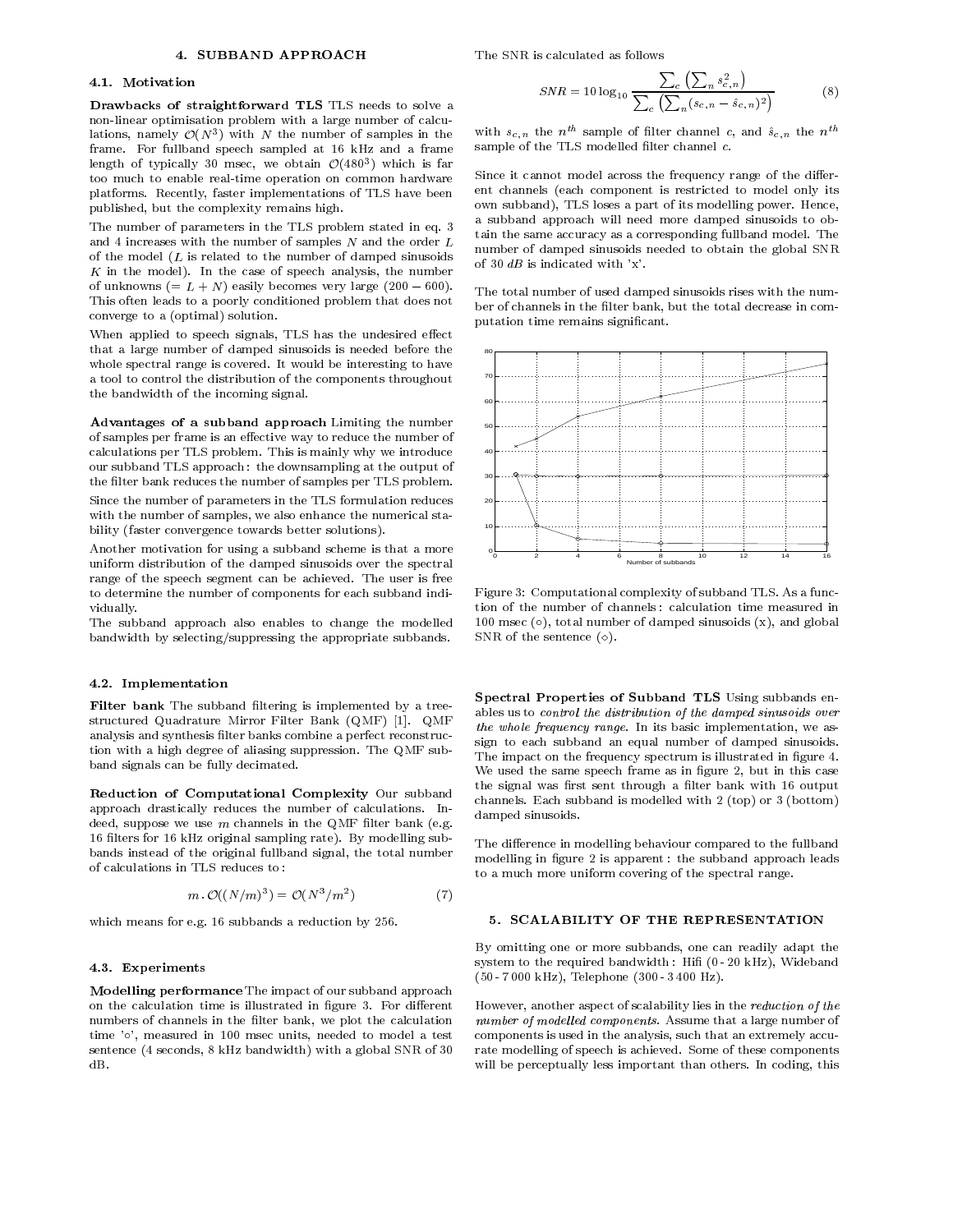## 4. SUBBAND APPROACH

### 4.1. Motivation

**Drawbacks of straightforward TLS** TLS needs to solve a non-linear optimisation problem with a large number of calculations, namely $\mathcal{O}(N^3)$ with $N$ the number of samples in the frame. For fullband speech sampled at 16 kHz and a frame length of typically 30 msec, we obtain $\mathcal{O}(480^3)$ which is far too much to enable real-time operation on common hardware platforms. Recently, faster implementations of TLS have been published, but the complexity remains high.

The number of parameters in the TLS problem stated in eq. 3 and 4 increases with the number of samples $N$ and the order $L$ of the model ($L$ is related to the number of damped sinusoids $K$ in the model). In the case of speech analysis, the number of unknowns ($= L + N$) easily becomes very large ($200 - 600$). This often leads to a poorly conditioned problem that does not converge to a (optimal) solution.

When applied to speech signals, TLS has the undesired effect that a large number of damped sinusoids is needed before the whole spectral range is covered. It would be interesting to have a tool to control the distribution of the components throughout the bandwidth of the incoming signal.

**Advantages of a subband approach** Limiting the number of samples per frame is an effective way to reduce the number of calculations per TLS problem. This is mainly why we introduce our subband TLS approach : the downsampling at the output of the filter bank reduces the number of samples per TLS problem.

Since the number of parameters in the TLS formulation reduces with the number of samples, we also enhance the numerical stability (faster convergence towards better solutions).

Another motivation for using a subband scheme is that a more uniform distribution of the damped sinusoids over the spectral range of the speech segment can be achieved. The user is free to determine the number of components for each subband individually.

The subband approach also enables to change the modelled bandwidth by selecting/suppressing the appropriate subbands.

### 4.2. Implementation

**Filter bank** The subband filtering is implemented by a tree-structured Quadrature Mirror Filter Bank (QMF) [1]. QMF analysis and synthesis filter banks combine a perfect reconstruction with a high degree of aliasing suppression. The QMF subband signals can be fully decimated.

**Reduction of Computational Complexity** Our subband approach drastically reduces the number of calculations. Indeed, suppose we use $m$ channels in the QMF filter bank (e.g. 16 filters for 16 kHz original sampling rate). By modelling subbands instead of the original fullband signal, the total number of calculations in TLS reduces to :

$$m \cdot \mathcal{O}((N/m)^3) = \mathcal{O}(N^3/m^2) \tag{7}$$

which means for e.g. 16 subbands a reduction by 256.

### 4.3. Experiments

**Modelling performance** The impact of our subband approach on the calculation time is illustrated in figure 3. For different numbers of channels in the filter bank, we plot the calculation time '∘', measured in 100 msec units, needed to model a test sentence (4 seconds, 8 kHz bandwidth) with a global SNR of 30 dB.

The SNR is calculated as follows

$$SNR = 10 \log_{10} \frac{\sum_c \left( \sum_n s_{c,n}^2 \right)}{\sum_c \left( \sum_n (s_{c,n} - \hat{s}_{c,n})^2 \right)} \tag{8}$$

with $s_{c,n}$ the $n^{th}$ sample of filter channel $c$, and $\hat{s}_{c,n}$ the $n^{th}$ sample of the TLS modelled filter channel $c$.

Since it cannot model across the frequency range of the different channels (each component is restricted to model only its own subband), TLS loses a part of its modelling power. Hence, a subband approach will need more damped sinusoids to obtain the same accuracy as a corresponding fullband model. The number of damped sinusoids needed to obtain the global SNR of 30 $dB$ is indicated with 'x'.

The total number of used damped sinusoids rises with the number of channels in the filter bank, but the total decrease in computation time remains significant.

Figure 3: Computational complexity of subband TLS. As a function of the number of channels : calculation time measured in 100 msec (∘), total number of damped sinusoids (x), and global SNR of the sentence (⋄).

**Spectral Properties of Subband TLS** Using subbands enables us to *control the distribution of the damped sinusoids over the whole frequency range*. In its basic implementation, we assign to each subband an equal number of damped sinusoids. The impact on the frequency spectrum is illustrated in figure 4. We used the same speech frame as in figure 2, but in this case the signal was first sent through a filter bank with 16 output channels. Each subband is modelled with 2 (top) or 3 (bottom) damped sinusoids.

The difference in modelling behaviour compared to the fullband modelling in figure 2 is apparent : the subband approach leads to a much more uniform covering of the spectral range.

## 5. SCALABILITY OF THE REPRESENTATION

By omitting one or more subbands, one can readily adapt the system to the required bandwidth : Hifi (0 - 20 kHz), Wideband (50 - 7 000 kHz), Telephone (300 - 3 400 Hz).

However, another aspect of scalability lies in the *reduction of the number of modelled components*. Assume that a large number of components is used in the analysis, such that an extremely accurate modelling of speech is achieved. Some of these components will be perceptually less important than others. In coding, this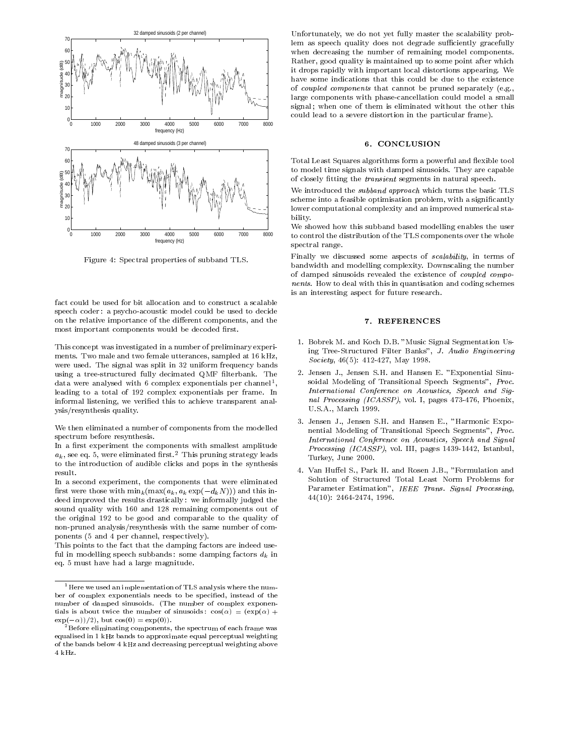32 damped sinusoids (2 per channel)

magnitude (dB)

frequency (Hz)

48 damped sinusoids (3 per channel)

magnitude (dB)

frequency (Hz)

Figure 4: Spectral properties of subband TLS.

fact could be used for bit allocation and to construct a scalable speech coder: a psycho-acoustic model could be used to decide on the relative importance of the different components, and the most important components would be decoded first.

This concept was investigated in a number of preliminary experiments. Two male and two female utterances, sampled at 16 kHz, were used. The signal was split in 32 uniform frequency bands using a tree-structured fully decimated QMF filterbank. The data were analysed with 6 complex exponentials per channel[1], leading to a total of 192 complex exponentials per frame. In informal listening, we verified this to achieve transparent analysis/resynthesis quality.

We then eliminated a number of components from the modelled spectrum before resynthesis.

In a first experiment the components with smallest amplitude $a_k$, see eq. 5, were eliminated first.[2] This pruning strategy leads to the introduction of audible clicks and pops in the synthesis result.

In a second experiment, the components that were eliminated first were those with $\min_k(\max(a_k, a_k \exp(-d_k N)))$ and this indeed improved the results drastically: we informally judged the sound quality with 160 and 128 remaining components out of the original 192 to be good and comparable to the quality of non-pruned analysis/resynthesis with the same number of components (5 and 4 per channel, respectively).

This points to the fact that the damping factors are indeed useful in modelling speech subbands: some damping factors $d_k$ in eq. 5 must have had a large magnitude.

[1] Here we used an implementation of TLS analysis where the number of complex exponentials needs to be specified, instead of the number of damped sinusoids. (The number of complex exponentials is about twice the number of sinusoids: $\cos(\alpha) = (\exp(\alpha) + \exp(-\alpha))/2$), but $\cos(0) = \exp(0)$).

[2] Before eliminating components, the spectrum of each frame was equalised in 1 kHz bands to approximate equal perceptual weighting of the bands below 4 kHz and decreasing perceptual weighting above 4 kHz.

Unfortunately, we do not yet fully master the scalability problem as speech quality does not degrade sufficiently gracefully when decreasing the number of remaining model components. Rather, good quality is maintained up to some point after which it drops rapidly with important local distortions appearing. We have some indications that this could be due to the existence of *coupled components* that cannot be pruned separately (e.g., large components with phase-cancellation could model a small signal; when one of them is eliminated without the other this could lead to a severe distortion in the particular frame).

## 6. CONCLUSION

Total Least Squares algorithms form a powerful and flexible tool to model time signals with damped sinusoids. They are capable of closely fitting the *transient* segments in natural speech.

We introduced the *subband approach* which turns the basic TLS scheme into a feasible optimisation problem, with a significantly lower computational complexity and an improved numerical stability.

We showed how this subband based modelling enables the user to control the distribution of the TLS components over the whole spectral range.

Finally we discussed some aspects of *scalability*, in terms of bandwidth and modelling complexity. Downscaling the number of damped sinusoids revealed the existence of *coupled components*. How to deal with this in quantisation and coding schemes is an interesting aspect for future research.

## 7. REFERENCES

1. Bobrek M. and Koch D.B. "Music Signal Segmentation Using Tree-Structured Filter Banks", *J. Audio Engineering Society*, 46(5): 412-427, May 1998.
2. Jensen J., Jensen S.H. and Hansen E. "Exponential Sinusoidal Modeling of Transitional Speech Segments", *Proc. International Conference on Acoustics, Speech and Signal Processing (ICASSP)*, vol. I, pages 473-476, Phoenix, U.S.A., March 1999.
3. Jensen J., Jensen S.H. and Hansen E., "Harmonic Exponential Modeling of Transitional Speech Segments", *Proc. International Conference on Acoustics, Speech and Signal Processing (ICASSP)*, vol. III, pages 1439-1442, Istanbul, Turkey, June 2000.
4. Van Huffel S., Park H. and Rosen J.B., "Formulation and Solution of Structured Total Least Norm Problems for Parameter Estimation", *IEEE Trans. Signal Processing*, 44(10): 2464-2474, 1996.